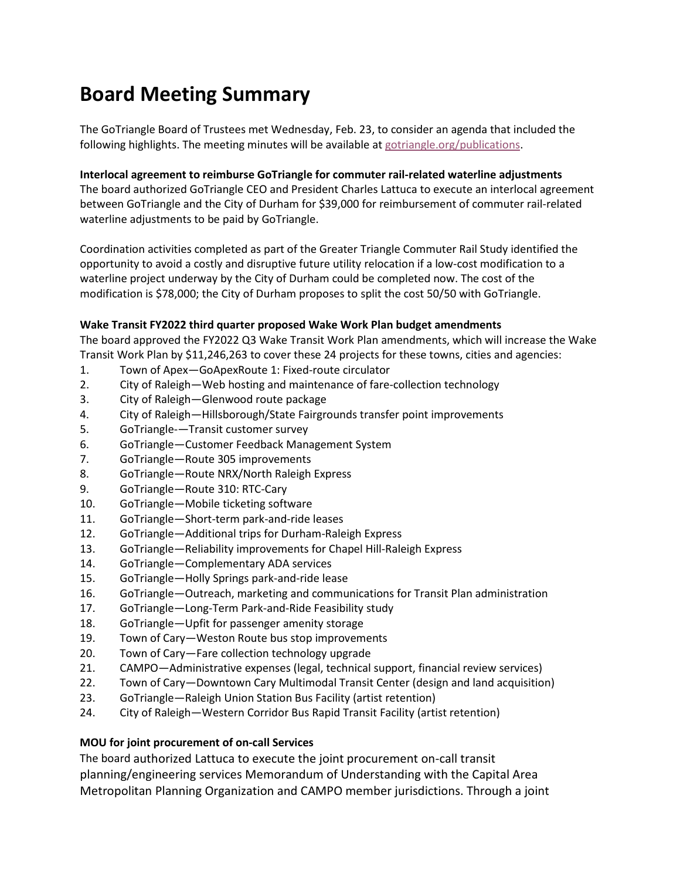# Board Meeting Summary

The GoTriangle Board of Trustees met Wednesday, Feb. 23, to consider an agenda that included the following highlights. The meeting minutes will be available at gotriangle.org/publications.

**Interlocal agreement to reimburse GoTriangle for commuter rail-related waterline adjustments**

The board authorized GoTriangle CEO and President Charles Lattuca to execute an interlocal agreement between GoTriangle and the City of Durham for $39,000 for reimbursement of commuter rail-related waterline adjustments to be paid by GoTriangle.

Coordination activities completed as part of the Greater Triangle Commuter Rail Study identified the opportunity to avoid a costly and disruptive future utility relocation if a low-cost modification to a waterline project underway by the City of Durham could be completed now. The cost of the modification is $78,000; the City of Durham proposes to split the cost 50/50 with GoTriangle.

**Wake Transit FY2022 third quarter proposed Wake Work Plan budget amendments**

The board approved the FY2022 Q3 Wake Transit Work Plan amendments, which will increase the Wake Transit Work Plan by $11,246,263 to cover these 24 projects for these towns, cities and agencies:

1. Town of Apex—GoApexRoute 1: Fixed-route circulator
2. City of Raleigh—Web hosting and maintenance of fare-collection technology
3. City of Raleigh—Glenwood route package
4. City of Raleigh—Hillsborough/State Fairgrounds transfer point improvements
5. GoTriangle-—Transit customer survey
6. GoTriangle—Customer Feedback Management System
7. GoTriangle—Route 305 improvements
8. GoTriangle—Route NRX/North Raleigh Express
9. GoTriangle—Route 310: RTC-Cary
10. GoTriangle—Mobile ticketing software
11. GoTriangle—Short-term park-and-ride leases
12. GoTriangle—Additional trips for Durham-Raleigh Express
13. GoTriangle—Reliability improvements for Chapel Hill-Raleigh Express
14. GoTriangle—Complementary ADA services
15. GoTriangle—Holly Springs park-and-ride lease
16. GoTriangle—Outreach, marketing and communications for Transit Plan administration
17. GoTriangle—Long-Term Park-and-Ride Feasibility study
18. GoTriangle—Upfit for passenger amenity storage
19. Town of Cary—Weston Route bus stop improvements
20. Town of Cary—Fare collection technology upgrade
21. CAMPO—Administrative expenses (legal, technical support, financial review services)
22. Town of Cary—Downtown Cary Multimodal Transit Center (design and land acquisition)
23. GoTriangle—Raleigh Union Station Bus Facility (artist retention)
24. City of Raleigh—Western Corridor Bus Rapid Transit Facility (artist retention)

**MOU for joint procurement of on-call Services**

The board authorized Lattuca to execute the joint procurement on-call transit planning/engineering services Memorandum of Understanding with the Capital Area Metropolitan Planning Organization and CAMPO member jurisdictions. Through a joint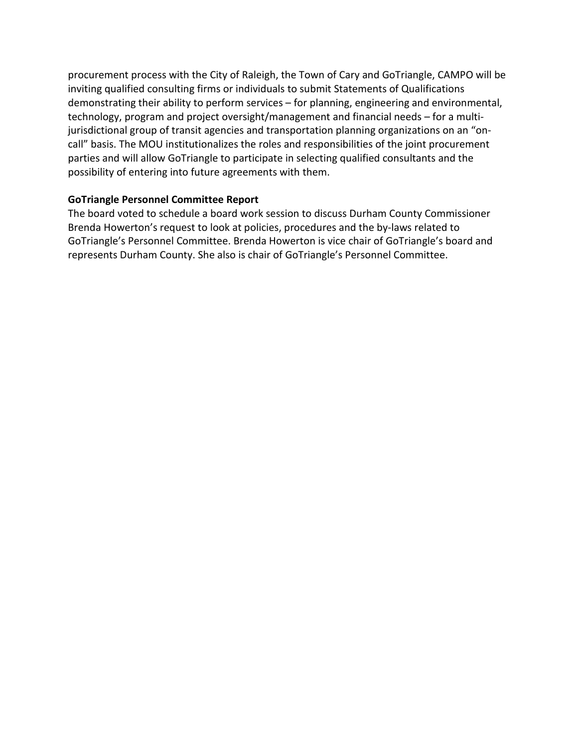procurement process with the City of Raleigh, the Town of Cary and GoTriangle, CAMPO will be inviting qualified consulting firms or individuals to submit Statements of Qualifications demonstrating their ability to perform services – for planning, engineering and environmental, technology, program and project oversight/management and financial needs – for a multi-jurisdictional group of transit agencies and transportation planning organizations on an "on-call" basis. The MOU institutionalizes the roles and responsibilities of the joint procurement parties and will allow GoTriangle to participate in selecting qualified consultants and the possibility of entering into future agreements with them.

**GoTriangle Personnel Committee Report**

The board voted to schedule a board work session to discuss Durham County Commissioner Brenda Howerton's request to look at policies, procedures and the by-laws related to GoTriangle's Personnel Committee. Brenda Howerton is vice chair of GoTriangle's board and represents Durham County. She also is chair of GoTriangle's Personnel Committee.